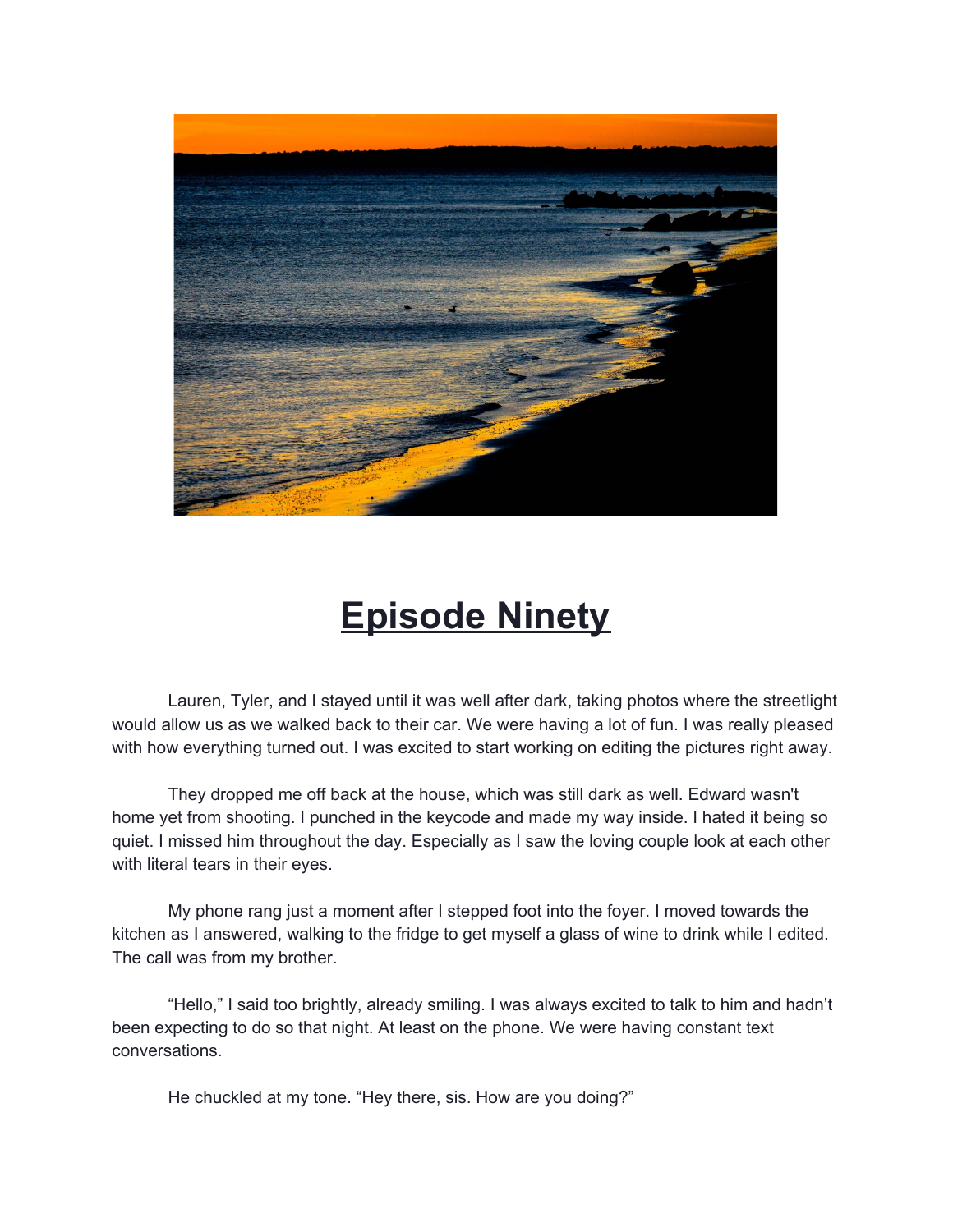# Episode Ninety

Lauren, Tyler, and I stayed until it was well after dark, taking photos where the streetlight would allow us as we walked back to their car. We were having a lot of fun. I was really pleased with how everything turned out. I was excited to start working on editing the pictures right away.

They dropped me off back at the house, which was still dark as well. Edward wasn't home yet from shooting. I punched in the keycode and made my way inside. I hated it being so quiet. I missed him throughout the day. Especially as I saw the loving couple look at each other with literal tears in their eyes.

My phone rang just a moment after I stepped foot into the foyer. I moved towards the kitchen as I answered, walking to the fridge to get myself a glass of wine to drink while I edited. The call was from my brother.

"Hello," I said too brightly, already smiling. I was always excited to talk to him and hadn't been expecting to do so that night. At least on the phone. We were having constant text conversations.

He chuckled at my tone. "Hey there, sis. How are you doing?"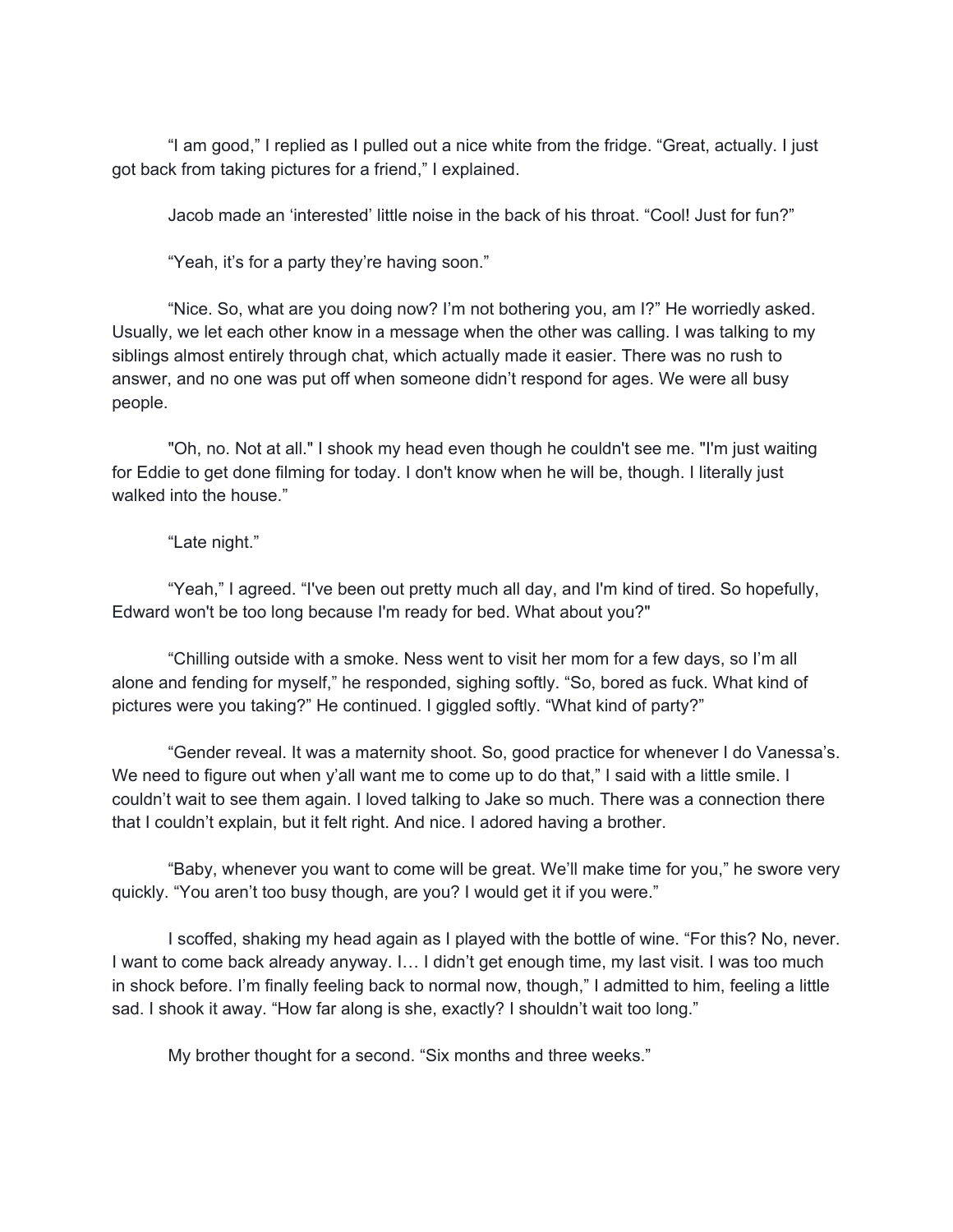"I am good," I replied as I pulled out a nice white from the fridge. "Great, actually. I just got back from taking pictures for a friend," I explained.

Jacob made an 'interested' little noise in the back of his throat. "Cool! Just for fun?"

"Yeah, it's for a party they're having soon."

"Nice. So, what are you doing now? I'm not bothering you, am I?" He worriedly asked. Usually, we let each other know in a message when the other was calling. I was talking to my siblings almost entirely through chat, which actually made it easier. There was no rush to answer, and no one was put off when someone didn't respond for ages. We were all busy people.

"Oh, no. Not at all." I shook my head even though he couldn't see me. "I'm just waiting for Eddie to get done filming for today. I don't know when he will be, though. I literally just walked into the house."

"Late night."

"Yeah," I agreed. "I've been out pretty much all day, and I'm kind of tired. So hopefully, Edward won't be too long because I'm ready for bed. What about you?"

"Chilling outside with a smoke. Ness went to visit her mom for a few days, so I'm all alone and fending for myself," he responded, sighing softly. "So, bored as fuck. What kind of pictures were you taking?" He continued. I giggled softly. "What kind of party?"

"Gender reveal. It was a maternity shoot. So, good practice for whenever I do Vanessa's. We need to figure out when y'all want me to come up to do that," I said with a little smile. I couldn't wait to see them again. I loved talking to Jake so much. There was a connection there that I couldn't explain, but it felt right. And nice. I adored having a brother.

"Baby, whenever you want to come will be great. We'll make time for you," he swore very quickly. "You aren't too busy though, are you? I would get it if you were."

I scoffed, shaking my head again as I played with the bottle of wine. "For this? No, never. I want to come back already anyway. I… I didn't get enough time, my last visit. I was too much in shock before. I'm finally feeling back to normal now, though," I admitted to him, feeling a little sad. I shook it away. "How far along is she, exactly? I shouldn't wait too long."

My brother thought for a second. "Six months and three weeks."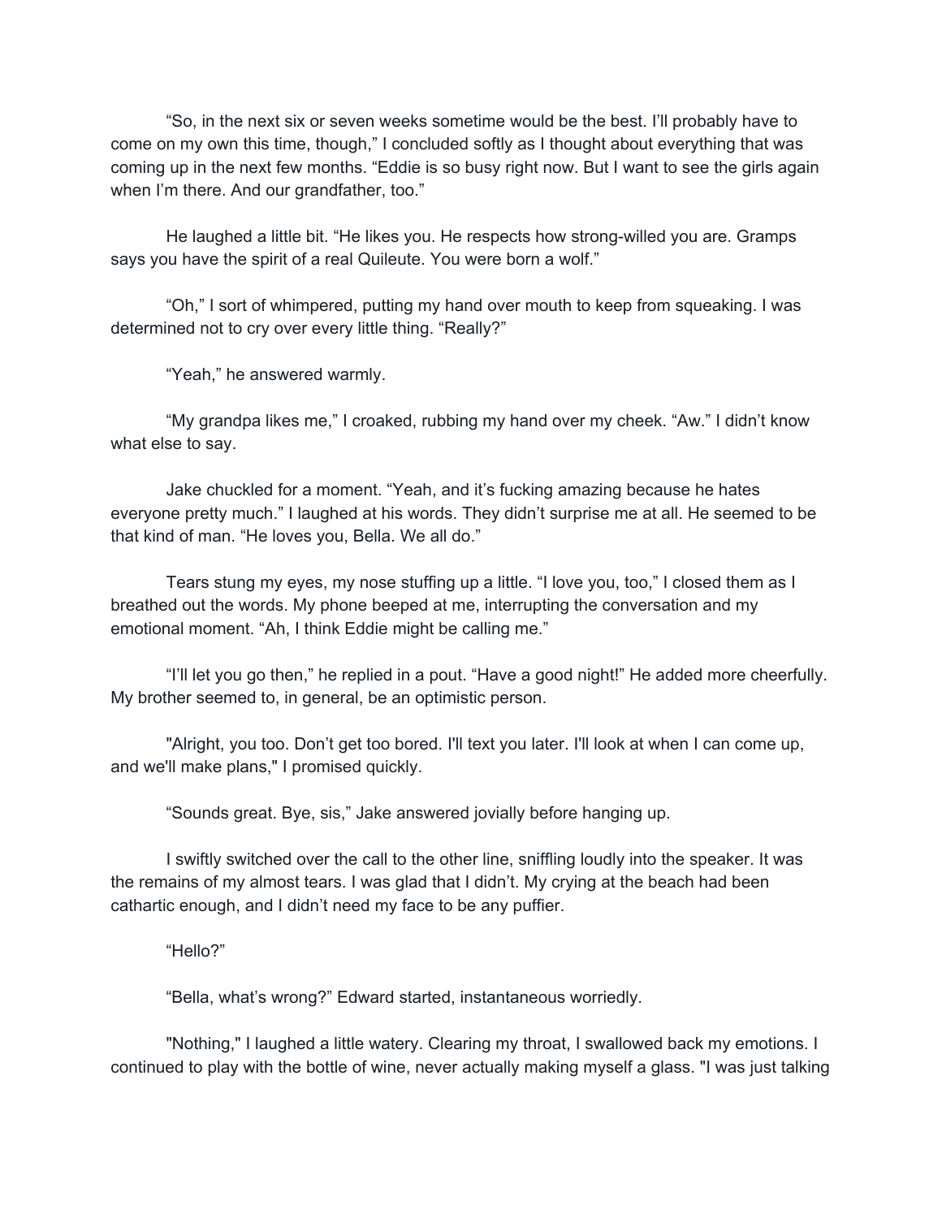“So, in the next six or seven weeks sometime would be the best. I’ll probably have to come on my own this time, though,” I concluded softly as I thought about everything that was coming up in the next few months. “Eddie is so busy right now. But I want to see the girls again when I’m there. And our grandfather, too.”

He laughed a little bit. “He likes you. He respects how strong-willed you are. Gramps says you have the spirit of a real Quileute. You were born a wolf.”

“Oh,” I sort of whimpered, putting my hand over mouth to keep from squeaking. I was determined not to cry over every little thing. “Really?”

“Yeah,” he answered warmly.

“My grandpa likes me,” I croaked, rubbing my hand over my cheek. “Aw.” I didn’t know what else to say.

Jake chuckled for a moment. “Yeah, and it’s fucking amazing because he hates everyone pretty much.” I laughed at his words. They didn’t surprise me at all. He seemed to be that kind of man. “He loves you, Bella. We all do.”

Tears stung my eyes, my nose stuffing up a little. “I love you, too,” I closed them as I breathed out the words. My phone beeped at me, interrupting the conversation and my emotional moment. “Ah, I think Eddie might be calling me.”

“I’ll let you go then,” he replied in a pout. “Have a good night!” He added more cheerfully. My brother seemed to, in general, be an optimistic person.

"Alright, you too. Don’t get too bored. I'll text you later. I'll look at when I can come up, and we'll make plans," I promised quickly.

“Sounds great. Bye, sis,” Jake answered jovially before hanging up.

I swiftly switched over the call to the other line, sniffling loudly into the speaker. It was the remains of my almost tears. I was glad that I didn’t. My crying at the beach had been cathartic enough, and I didn’t need my face to be any puffier.

“Hello?”

“Bella, what’s wrong?” Edward started, instantaneous worriedly.

"Nothing," I laughed a little watery. Clearing my throat, I swallowed back my emotions. I continued to play with the bottle of wine, never actually making myself a glass. "I was just talking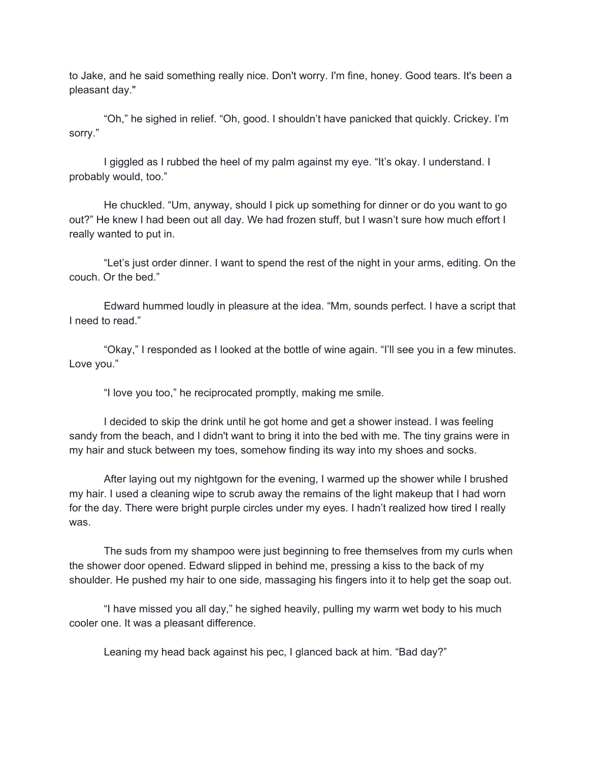to Jake, and he said something really nice. Don't worry. I'm fine, honey. Good tears. It's been a pleasant day."

"Oh," he sighed in relief. "Oh, good. I shouldn't have panicked that quickly. Crickey. I'm sorry."

I giggled as I rubbed the heel of my palm against my eye. "It's okay. I understand. I probably would, too."

He chuckled. "Um, anyway, should I pick up something for dinner or do you want to go out?" He knew I had been out all day. We had frozen stuff, but I wasn't sure how much effort I really wanted to put in.

"Let's just order dinner. I want to spend the rest of the night in your arms, editing. On the couch. Or the bed."

Edward hummed loudly in pleasure at the idea. "Mm, sounds perfect. I have a script that I need to read."

"Okay," I responded as I looked at the bottle of wine again. "I'll see you in a few minutes. Love you."

"I love you too," he reciprocated promptly, making me smile.

I decided to skip the drink until he got home and get a shower instead. I was feeling sandy from the beach, and I didn't want to bring it into the bed with me. The tiny grains were in my hair and stuck between my toes, somehow finding its way into my shoes and socks.

After laying out my nightgown for the evening, I warmed up the shower while I brushed my hair. I used a cleaning wipe to scrub away the remains of the light makeup that I had worn for the day. There were bright purple circles under my eyes. I hadn't realized how tired I really was.

The suds from my shampoo were just beginning to free themselves from my curls when the shower door opened. Edward slipped in behind me, pressing a kiss to the back of my shoulder. He pushed my hair to one side, massaging his fingers into it to help get the soap out.

"I have missed you all day," he sighed heavily, pulling my warm wet body to his much cooler one. It was a pleasant difference.

Leaning my head back against his pec, I glanced back at him. "Bad day?"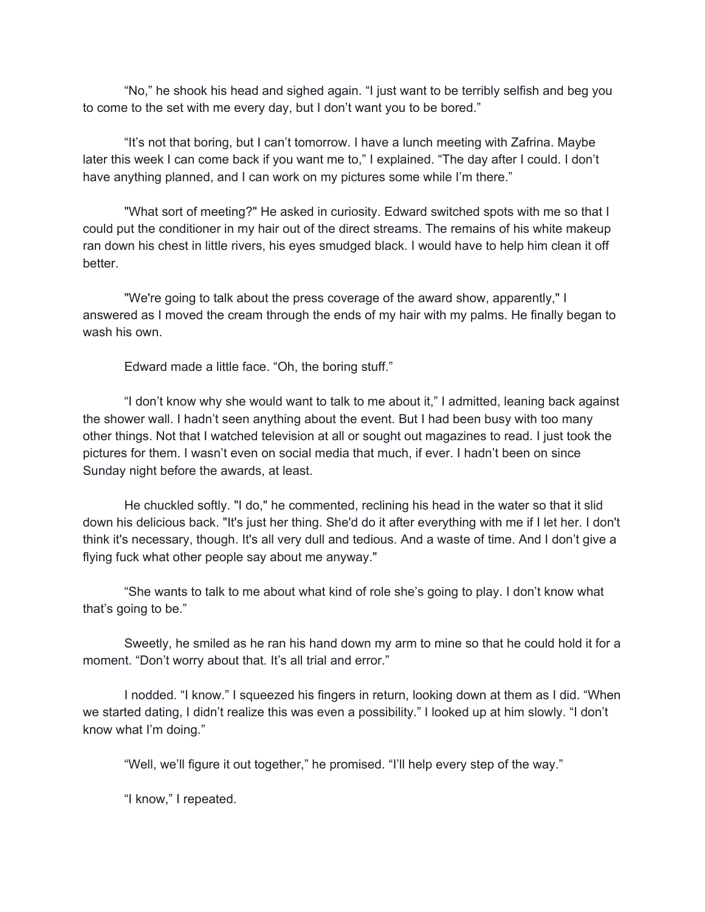“No,” he shook his head and sighed again. “I just want to be terribly selfish and beg you to come to the set with me every day, but I don’t want you to be bored.”

“It’s not that boring, but I can’t tomorrow. I have a lunch meeting with Zafrina. Maybe later this week I can come back if you want me to,” I explained. “The day after I could. I don’t have anything planned, and I can work on my pictures some while I’m there.”

"What sort of meeting?" He asked in curiosity. Edward switched spots with me so that I could put the conditioner in my hair out of the direct streams. The remains of his white makeup ran down his chest in little rivers, his eyes smudged black. I would have to help him clean it off better.

"We're going to talk about the press coverage of the award show, apparently," I answered as I moved the cream through the ends of my hair with my palms. He finally began to wash his own.

Edward made a little face. “Oh, the boring stuff.”

“I don’t know why she would want to talk to me about it,” I admitted, leaning back against the shower wall. I hadn’t seen anything about the event. But I had been busy with too many other things. Not that I watched television at all or sought out magazines to read. I just took the pictures for them. I wasn’t even on social media that much, if ever. I hadn’t been on since Sunday night before the awards, at least.

He chuckled softly. "I do," he commented, reclining his head in the water so that it slid down his delicious back. "It's just her thing. She'd do it after everything with me if I let her. I don't think it's necessary, though. It's all very dull and tedious. And a waste of time. And I don’t give a flying fuck what other people say about me anyway."

“She wants to talk to me about what kind of role she’s going to play. I don’t know what that’s going to be.”

Sweetly, he smiled as he ran his hand down my arm to mine so that he could hold it for a moment. “Don’t worry about that. It’s all trial and error.”

I nodded. “I know.” I squeezed his fingers in return, looking down at them as I did. “When we started dating, I didn’t realize this was even a possibility.” I looked up at him slowly. “I don’t know what I’m doing.”

“Well, we’ll figure it out together,” he promised. “I’ll help every step of the way.”

“I know,” I repeated.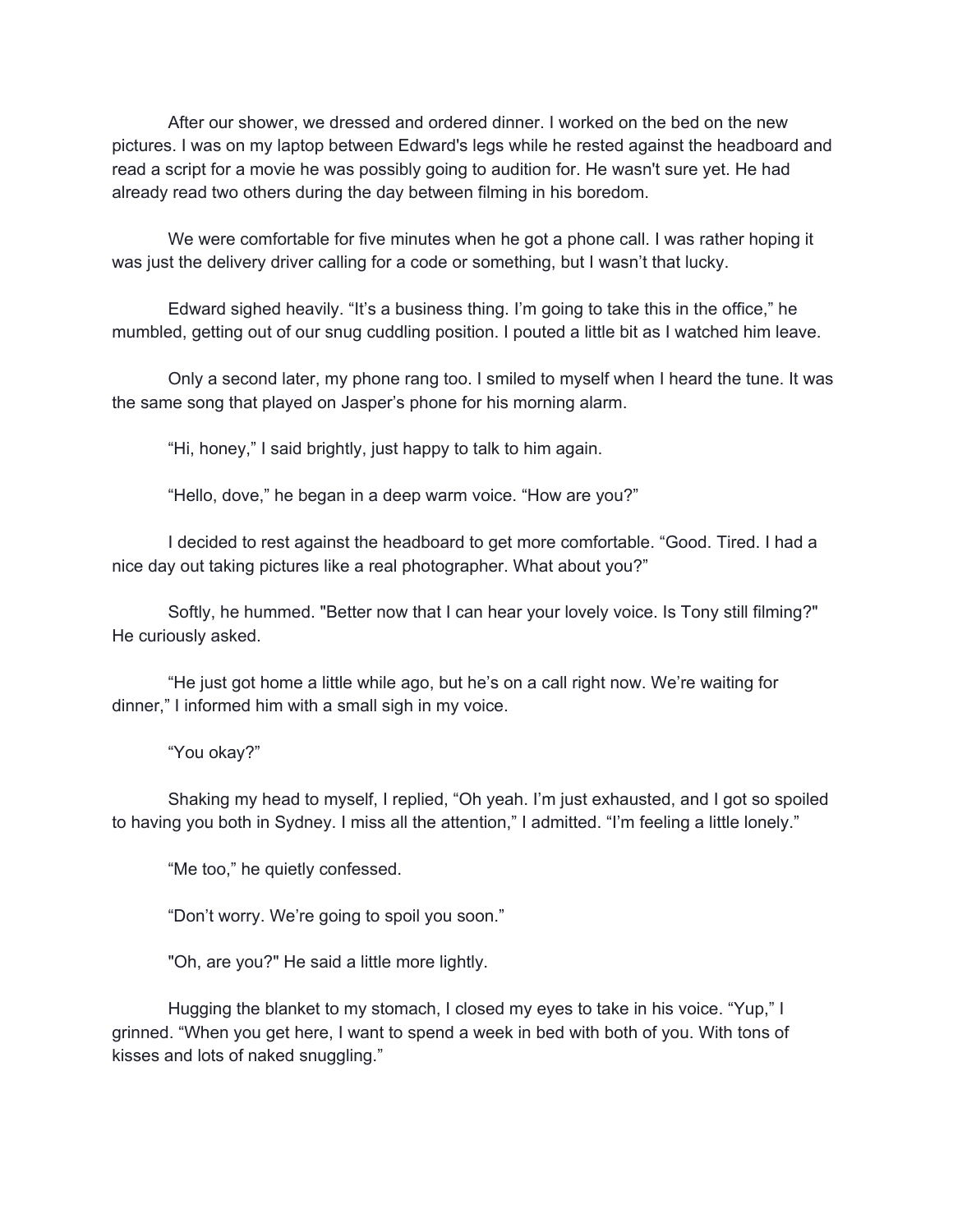After our shower, we dressed and ordered dinner. I worked on the bed on the new pictures. I was on my laptop between Edward's legs while he rested against the headboard and read a script for a movie he was possibly going to audition for. He wasn't sure yet. He had already read two others during the day between filming in his boredom.

We were comfortable for five minutes when he got a phone call. I was rather hoping it was just the delivery driver calling for a code or something, but I wasn't that lucky.

Edward sighed heavily. "It's a business thing. I'm going to take this in the office," he mumbled, getting out of our snug cuddling position. I pouted a little bit as I watched him leave.

Only a second later, my phone rang too. I smiled to myself when I heard the tune. It was the same song that played on Jasper's phone for his morning alarm.

"Hi, honey," I said brightly, just happy to talk to him again.

"Hello, dove," he began in a deep warm voice. "How are you?"

I decided to rest against the headboard to get more comfortable. "Good. Tired. I had a nice day out taking pictures like a real photographer. What about you?"

Softly, he hummed. "Better now that I can hear your lovely voice. Is Tony still filming?" He curiously asked.

"He just got home a little while ago, but he's on a call right now. We're waiting for dinner," I informed him with a small sigh in my voice.

"You okay?"

Shaking my head to myself, I replied, "Oh yeah. I'm just exhausted, and I got so spoiled to having you both in Sydney. I miss all the attention," I admitted. "I'm feeling a little lonely."

"Me too," he quietly confessed.

"Don't worry. We're going to spoil you soon."

"Oh, are you?" He said a little more lightly.

Hugging the blanket to my stomach, I closed my eyes to take in his voice. "Yup," I grinned. "When you get here, I want to spend a week in bed with both of you. With tons of kisses and lots of naked snuggling."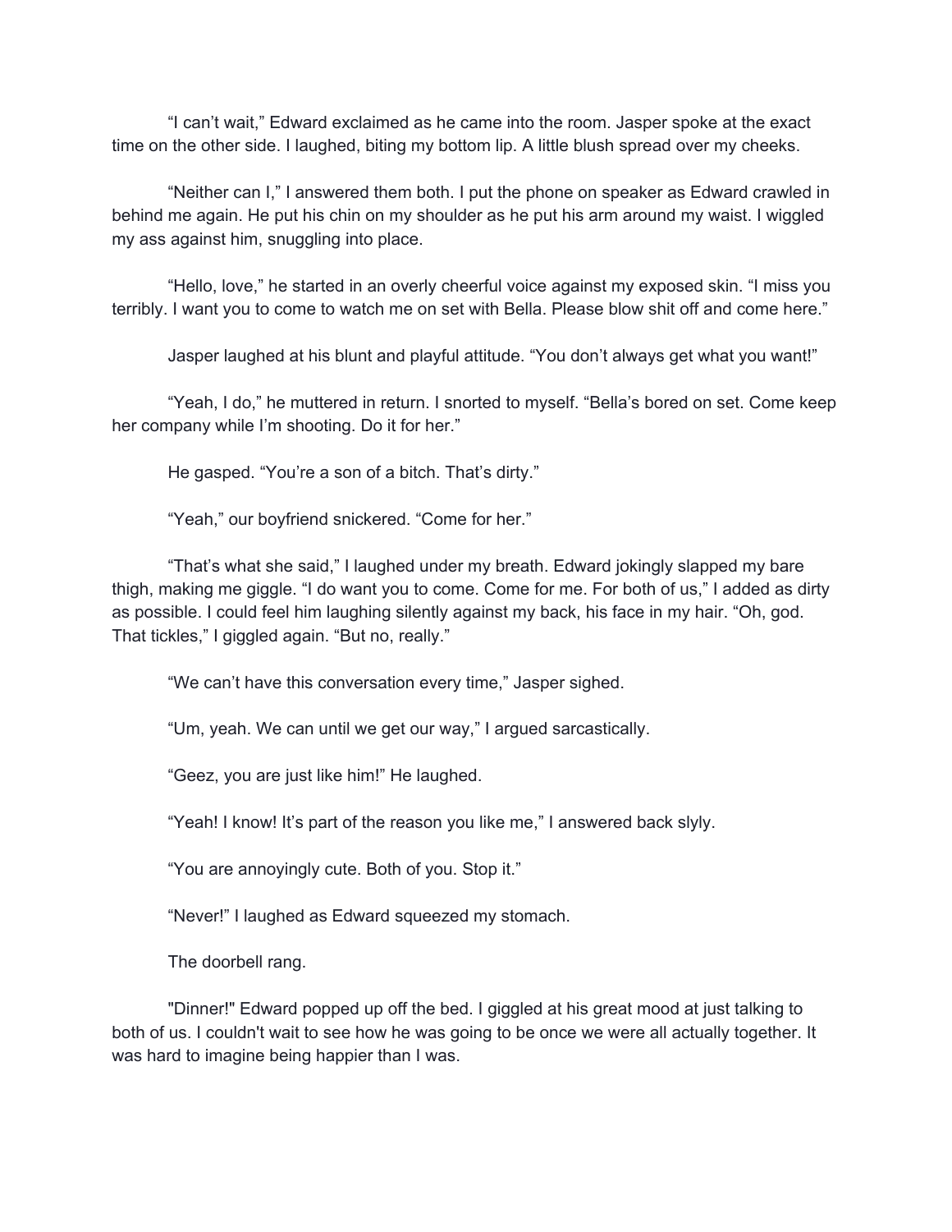"I can't wait," Edward exclaimed as he came into the room. Jasper spoke at the exact time on the other side. I laughed, biting my bottom lip. A little blush spread over my cheeks.

"Neither can I," I answered them both. I put the phone on speaker as Edward crawled in behind me again. He put his chin on my shoulder as he put his arm around my waist. I wiggled my ass against him, snuggling into place.

"Hello, love," he started in an overly cheerful voice against my exposed skin. "I miss you terribly. I want you to come to watch me on set with Bella. Please blow shit off and come here."

Jasper laughed at his blunt and playful attitude. "You don't always get what you want!"

"Yeah, I do," he muttered in return. I snorted to myself. "Bella's bored on set. Come keep her company while I'm shooting. Do it for her."

He gasped. "You're a son of a bitch. That's dirty."

"Yeah," our boyfriend snickered. "Come for her."

"That's what she said," I laughed under my breath. Edward jokingly slapped my bare thigh, making me giggle. "I do want you to come. Come for me. For both of us," I added as dirty as possible. I could feel him laughing silently against my back, his face in my hair. "Oh, god. That tickles," I giggled again. "But no, really."

"We can't have this conversation every time," Jasper sighed.

"Um, yeah. We can until we get our way," I argued sarcastically.

"Geez, you are just like him!" He laughed.

"Yeah! I know! It's part of the reason you like me," I answered back slyly.

"You are annoyingly cute. Both of you. Stop it."

"Never!" I laughed as Edward squeezed my stomach.

The doorbell rang.

"Dinner!" Edward popped up off the bed. I giggled at his great mood at just talking to both of us. I couldn't wait to see how he was going to be once we were all actually together. It was hard to imagine being happier than I was.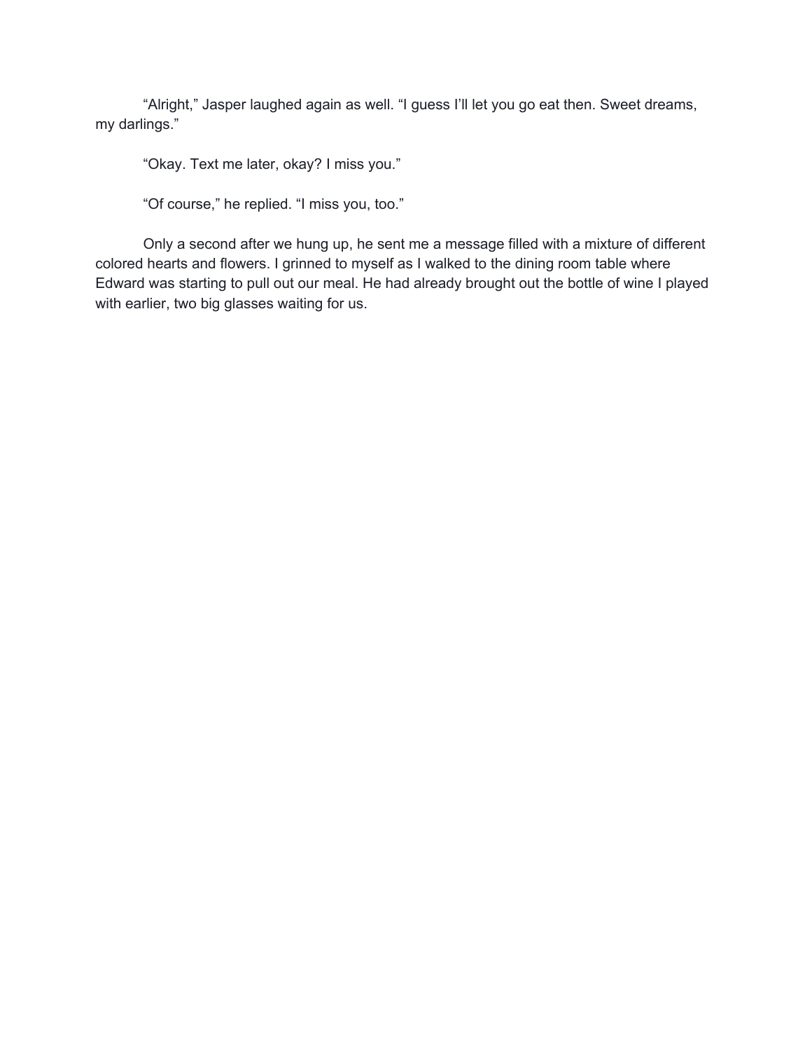"Alright," Jasper laughed again as well. "I guess I'll let you go eat then. Sweet dreams, my darlings."

"Okay. Text me later, okay? I miss you."

"Of course," he replied. "I miss you, too."

Only a second after we hung up, he sent me a message filled with a mixture of different colored hearts and flowers. I grinned to myself as I walked to the dining room table where Edward was starting to pull out our meal. He had already brought out the bottle of wine I played with earlier, two big glasses waiting for us.